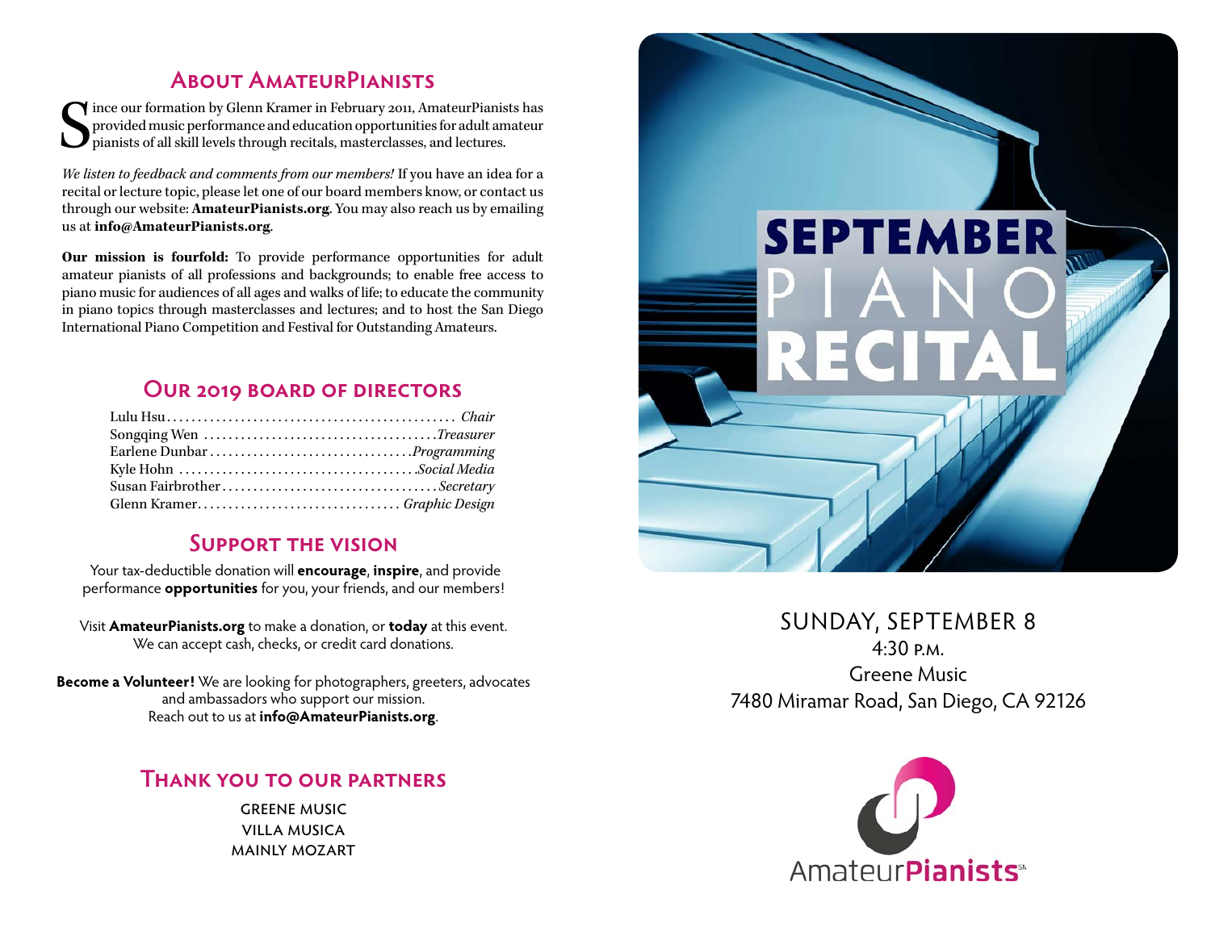## About AmateurPianists

Since our formation by Glenn Kramer in February 2011, AmateurPianists has provided music performance and education opportunities for adult amateur pianists of all skill levels through recitals, masterclasses, and lectures.

*We listen to feedback and comments from our members!* If you have an idea for a recital or lecture topic, please let one of our board members know, or contact us through our website: **AmateurPianists.org**. You may also reach us by emailing us at **info@AmateurPianists.org**.

**Our mission is fourfold:** To provide performance opportunities for adult amateur pianists of all professions and backgrounds; to enable free access to piano music for audiences of all ages and walks of life; to educate the community in piano topics through masterclasses and lectures; and to host the San Diego International Piano Competition and Festival for Outstanding Amateurs.

## Our 2019 Board of Directors

Lulu Hsu ............ *Chair*
Songqing Wen ............ *Treasurer*
Earlene Dunbar ............ *Programming*
Kyle Hohn ............ *Social Media*
Susan Fairbrother ............ *Secretary*
Glenn Kramer ............ *Graphic Design*

## Support the Vision

Your tax-deductible donation will **encourage**, **inspire**, and provide performance **opportunities** for you, your friends, and our members!

Visit **AmateurPianists.org** to make a donation, or **today** at this event. We can accept cash, checks, or credit card donations.

**Become a Volunteer!** We are looking for photographers, greeters, advocates and ambassadors who support our mission. Reach out to us at **info@AmateurPianists.org**.

## Thank you to our partners

GREENE MUSIC
VILLA MUSICA
MAINLY MOZART

# SEPTEMBER PIANO RECITAL

SUNDAY, SEPTEMBER 8
4:30 P.M.
Greene Music
7480 Miramar Road, San Diego, CA 92126

AmateurPianists℠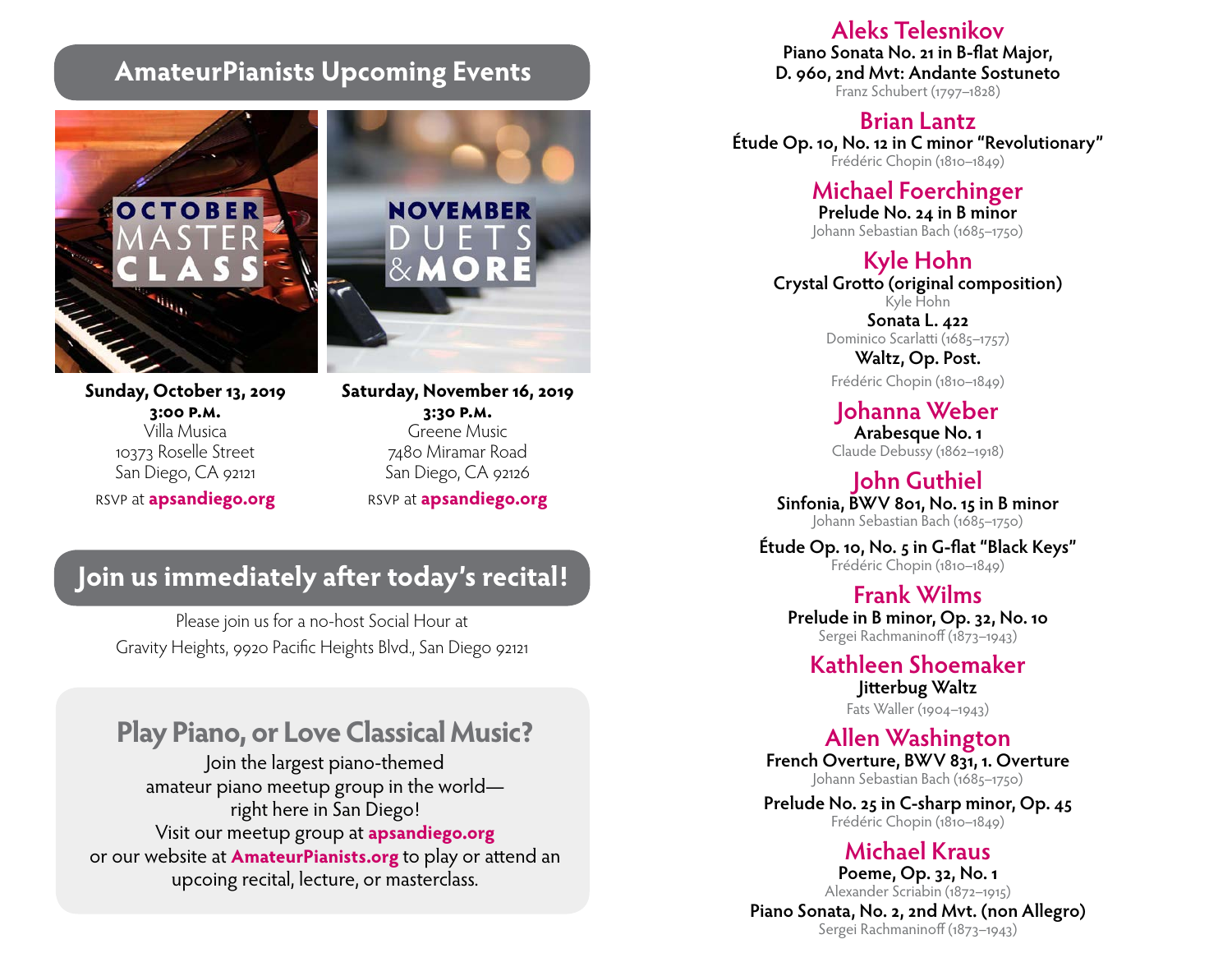## AmateurPianists Upcoming Events

OCTOBER MASTER CLASS

**Sunday, October 13, 2019**
**3:00 P.M.**
Villa Musica
10373 Roselle Street
San Diego, CA 92121
RSVP at **apsandiego.org**

NOVEMBER DUETS & MORE

**Saturday, November 16, 2019**
**3:30 P.M.**
Greene Music
7480 Miramar Road
San Diego, CA 92126
RSVP at **apsandiego.org**

## Join us immediately after today's recital!

Please join us for a no-host Social Hour at
Gravity Heights, 9920 Pacific Heights Blvd., San Diego 92121

## Play Piano, or Love Classical Music?

Join the largest piano-themed amateur piano meetup group in the world—right here in San Diego!
Visit our meetup group at **apsandiego.org**
or our website at **AmateurPianists.org** to play or attend an upcoing recital, lecture, or masterclass.

### Aleks Telesnikov
**Piano Sonata No. 21 in B-flat Major, D. 960, 2nd Mvt: Andante Sostuneto**
Franz Schubert (1797–1828)

### Brian Lantz
**Étude Op. 10, No. 12 in C minor "Revolutionary"**
Frédéric Chopin (1810–1849)

### Michael Foerchinger
**Prelude No. 24 in B minor**
Johann Sebastian Bach (1685–1750)

### Kyle Hohn
**Crystal Grotto (original composition)**
Kyle Hohn
**Sonata L. 422**
Dominico Scarlatti (1685–1757)
**Waltz, Op. Post.**
Frédéric Chopin (1810–1849)

### Johanna Weber
**Arabesque No. 1**
Claude Debussy (1862–1918)

### John Guthiel
**Sinfonia, BWV 801, No. 15 in B minor**
Johann Sebastian Bach (1685–1750)
**Étude Op. 10, No. 5 in G-flat "Black Keys"**
Frédéric Chopin (1810–1849)

### Frank Wilms
**Prelude in B minor, Op. 32, No. 10**
Sergei Rachmaninoff (1873–1943)

### Kathleen Shoemaker
**Jitterbug Waltz**
Fats Waller (1904–1943)

### Allen Washington
**French Overture, BWV 831, 1. Overture**
Johann Sebastian Bach (1685–1750)
**Prelude No. 25 in C-sharp minor, Op. 45**
Frédéric Chopin (1810–1849)

### Michael Kraus
**Poeme, Op. 32, No. 1**
Alexander Scriabin (1872–1915)
**Piano Sonata, No. 2, 2nd Mvt. (non Allegro)**
Sergei Rachmaninoff (1873–1943)